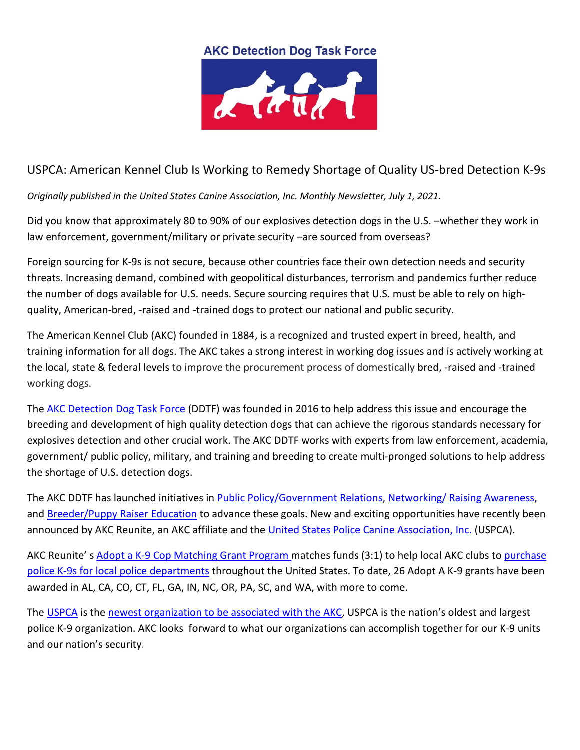AKC Detection Dog Task Force

# USPCA: American Kennel Club Is Working to Remedy Shortage of Quality US-bred Detection K-9s

*Originally published in the United States Canine Association, Inc. Monthly Newsletter, July 1, 2021.*

Did you know that approximately 80 to 90% of our explosives detection dogs in the U.S. –whether they work in law enforcement, government/military or private security –are sourced from overseas?

Foreign sourcing for K-9s is not secure, because other countries face their own detection needs and security threats. Increasing demand, combined with geopolitical disturbances, terrorism and pandemics further reduce the number of dogs available for U.S. needs. Secure sourcing requires that U.S. must be able to rely on high-quality, American-bred, -raised and -trained dogs to protect our national and public security.

The American Kennel Club (AKC) founded in 1884, is a recognized and trusted expert in breed, health, and training information for all dogs. The AKC takes a strong interest in working dog issues and is actively working at the local, state & federal levels to improve the procurement process of domestically bred, -raised and -trained working dogs.

The AKC Detection Dog Task Force (DDTF) was founded in 2016 to help address this issue and encourage the breeding and development of high quality detection dogs that can achieve the rigorous standards necessary for explosives detection and other crucial work. The AKC DDTF works with experts from law enforcement, academia, government/ public policy, military, and training and breeding to create multi-pronged solutions to help address the shortage of U.S. detection dogs.

The AKC DDTF has launched initiatives in Public Policy/Government Relations, Networking/ Raising Awareness, and Breeder/Puppy Raiser Education to advance these goals. New and exciting opportunities have recently been announced by AKC Reunite, an AKC affiliate and the United States Police Canine Association, Inc. (USPCA).

AKC Reunite' s Adopt a K-9 Cop Matching Grant Program matches funds (3:1) to help local AKC clubs to purchase police K-9s for local police departments throughout the United States. To date, 26 Adopt A K-9 grants have been awarded in AL, CA, CO, CT, FL, GA, IN, NC, OR, PA, SC, and WA, with more to come.

The USPCA is the newest organization to be associated with the AKC, USPCA is the nation's oldest and largest police K-9 organization. AKC looks forward to what our organizations can accomplish together for our K-9 units and our nation's security.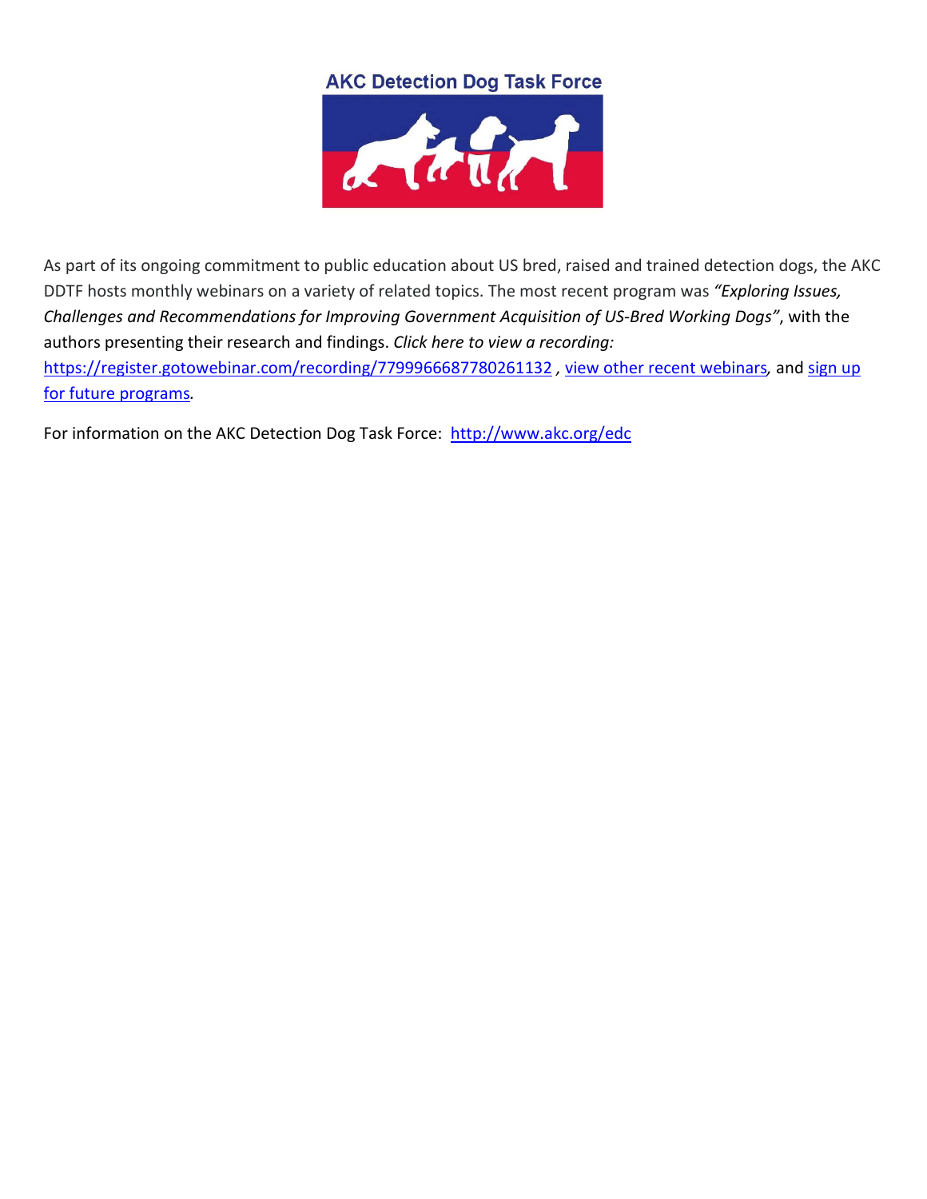**AKC Detection Dog Task Force**

As part of its ongoing commitment to public education about US bred, raised and trained detection dogs, the AKC DDTF hosts monthly webinars on a variety of related topics. The most recent program was *"Exploring Issues, Challenges and Recommendations for Improving Government Acquisition of US-Bred Working Dogs"*, with the authors presenting their research and findings. *Click here to view a recording:* https://register.gotowebinar.com/recording/7799966687780261132 *,* view other recent webinars*,* and sign up for future programs*.*

For information on the AKC Detection Dog Task Force: http://www.akc.org/edc